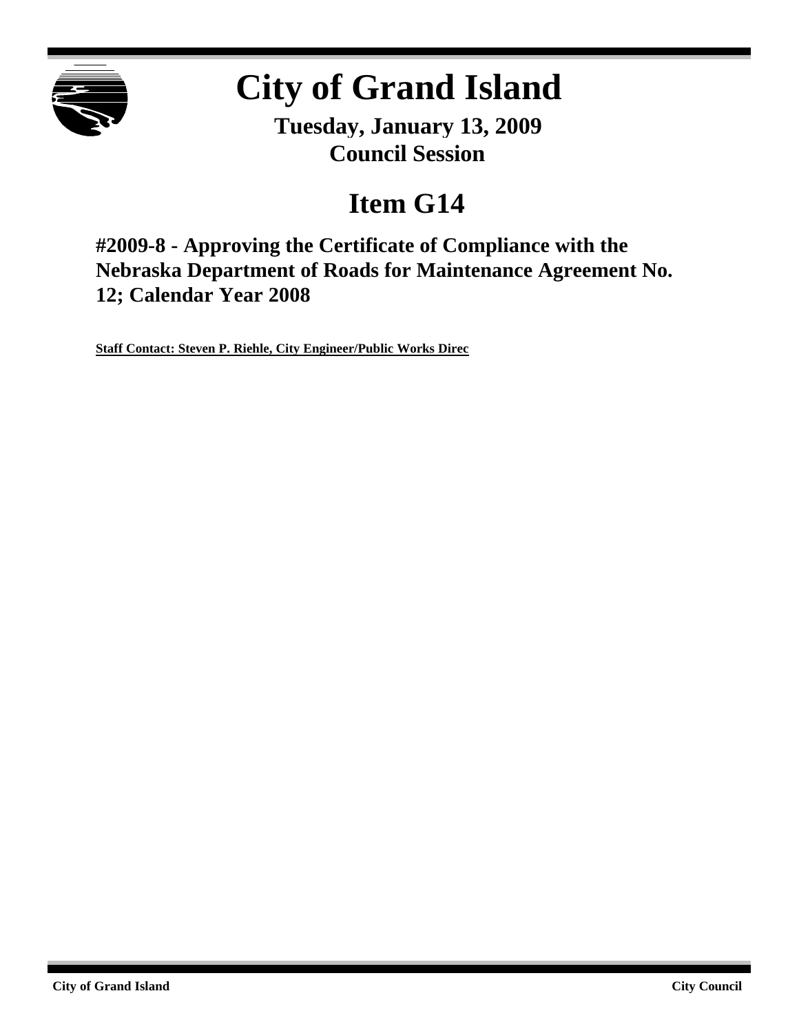# City of Grand Island

**Tuesday, January 13, 2009**
**Council Session**

## Item G14

### #2009-8 - Approving the Certificate of Compliance with the Nebraska Department of Roads for Maintenance Agreement No. 12; Calendar Year 2008

**Staff Contact: Steven P. Riehle, City Engineer/Public Works Direc**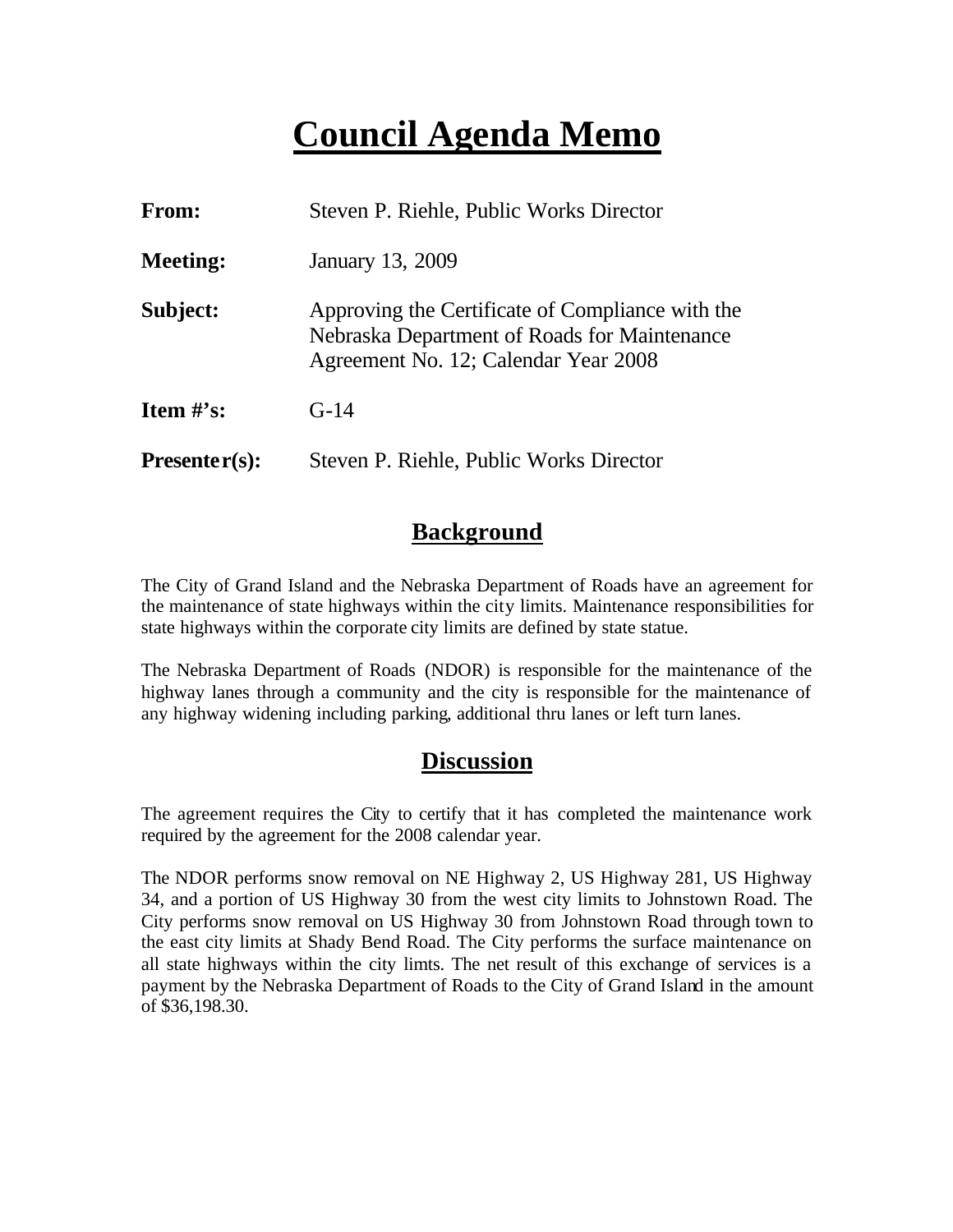# Council Agenda Memo

| | |
|---|---|
| **From:** | Steven P. Riehle, Public Works Director |
| **Meeting:** | January 13, 2009 |
| **Subject:** | Approving the Certificate of Compliance with the Nebraska Department of Roads for Maintenance Agreement No. 12; Calendar Year 2008 |
| **Item #'s:** | G-14 |
| **Presenter(s):** | Steven P. Riehle, Public Works Director |

## Background

The City of Grand Island and the Nebraska Department of Roads have an agreement for the maintenance of state highways within the city limits. Maintenance responsibilities for state highways within the corporate city limits are defined by state statue.

The Nebraska Department of Roads (NDOR) is responsible for the maintenance of the highway lanes through a community and the city is responsible for the maintenance of any highway widening including parking, additional thru lanes or left turn lanes.

## Discussion

The agreement requires the City to certify that it has completed the maintenance work required by the agreement for the 2008 calendar year.

The NDOR performs snow removal on NE Highway 2, US Highway 281, US Highway 34, and a portion of US Highway 30 from the west city limits to Johnstown Road. The City performs snow removal on US Highway 30 from Johnstown Road through town to the east city limits at Shady Bend Road. The City performs the surface maintenance on all state highways within the city limts. The net result of this exchange of services is a payment by the Nebraska Department of Roads to the City of Grand Island in the amount of $36,198.30.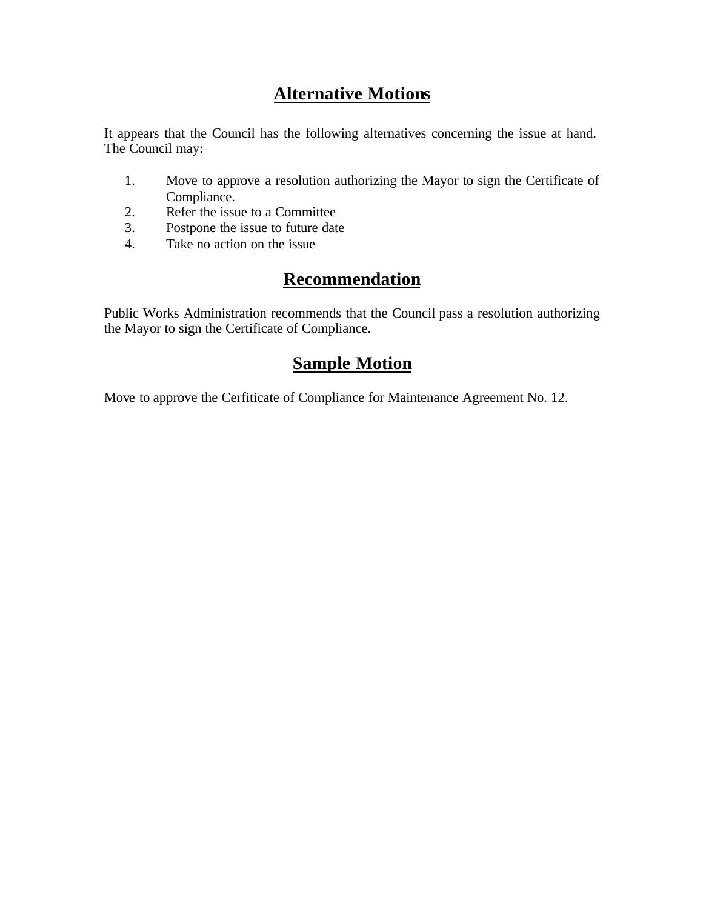## Alternative Motions

It appears that the Council has the following alternatives concerning the issue at hand. The Council may:

1. Move to approve a resolution authorizing the Mayor to sign the Certificate of Compliance.
2. Refer the issue to a Committee
3. Postpone the issue to future date
4. Take no action on the issue

## Recommendation

Public Works Administration recommends that the Council pass a resolution authorizing the Mayor to sign the Certificate of Compliance.

## Sample Motion

Move to approve the Cerfiticate of Compliance for Maintenance Agreement No. 12.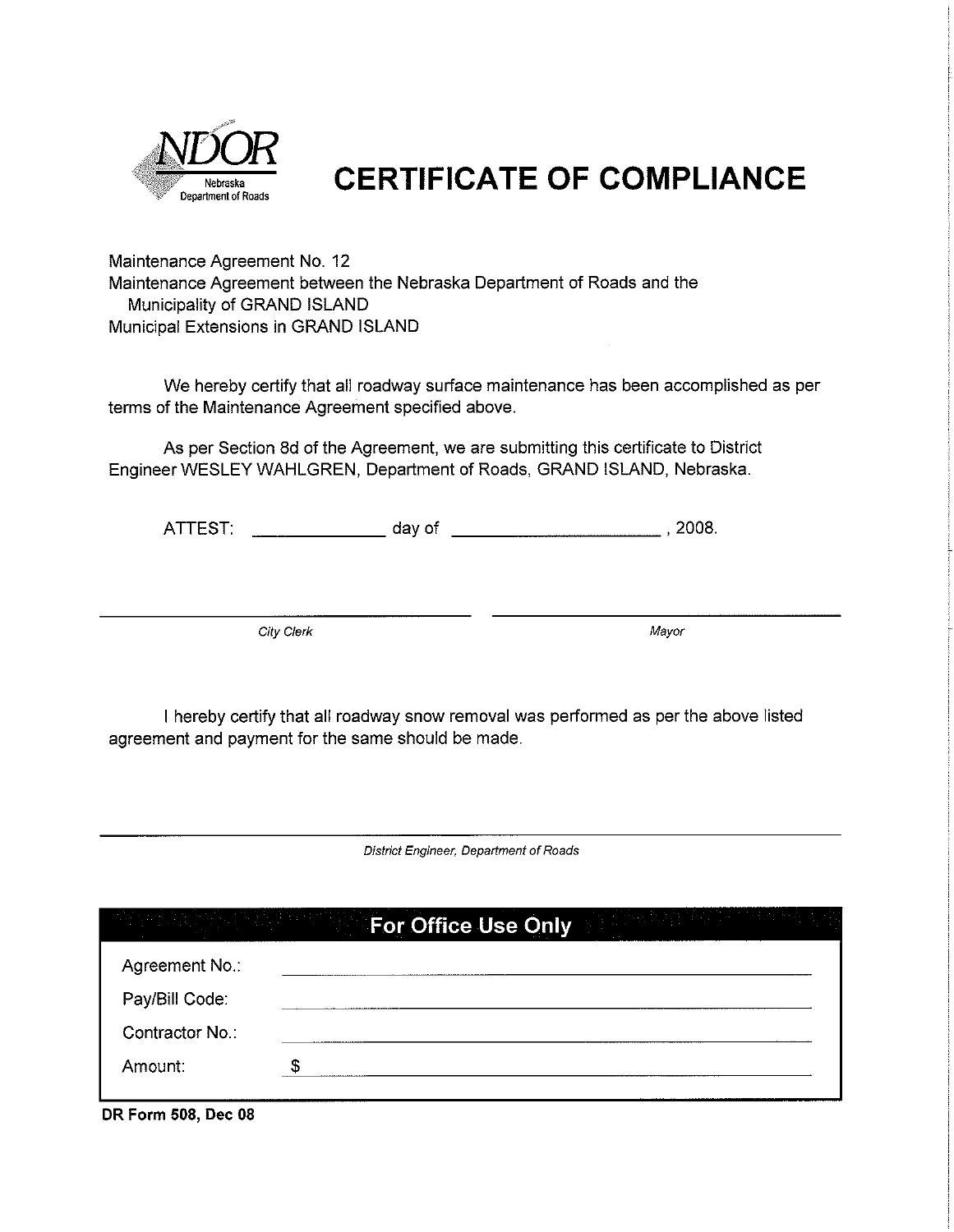NDOR
Nebraska Department of Roads

# CERTIFICATE OF COMPLIANCE

Maintenance Agreement No. 12
Maintenance Agreement between the Nebraska Department of Roads and the
Municipality of GRAND ISLAND
Municipal Extensions in GRAND ISLAND

We hereby certify that all roadway surface maintenance has been accomplished as per terms of the Maintenance Agreement specified above.

As per Section 8d of the Agreement, we are submitting this certificate to District Engineer WESLEY WAHLGREN, Department of Roads, GRAND ISLAND, Nebraska.

ATTEST: ____________ day of ____________________, 2008.

______________________________ ______________________________
*City Clerk* *Mayor*

I hereby certify that all roadway snow removal was performed as per the above listed agreement and payment for the same should be made.

______________________________
*District Engineer, Department of Roads*

| **For Office Use Only** | |
|---|---|
| Agreement No.: | ______________________________ |
| Pay/Bill Code: | ______________________________ |
| Contractor No.: | ______________________________ |
| Amount: | $ ______________________________ |

**DR Form 508, Dec 08**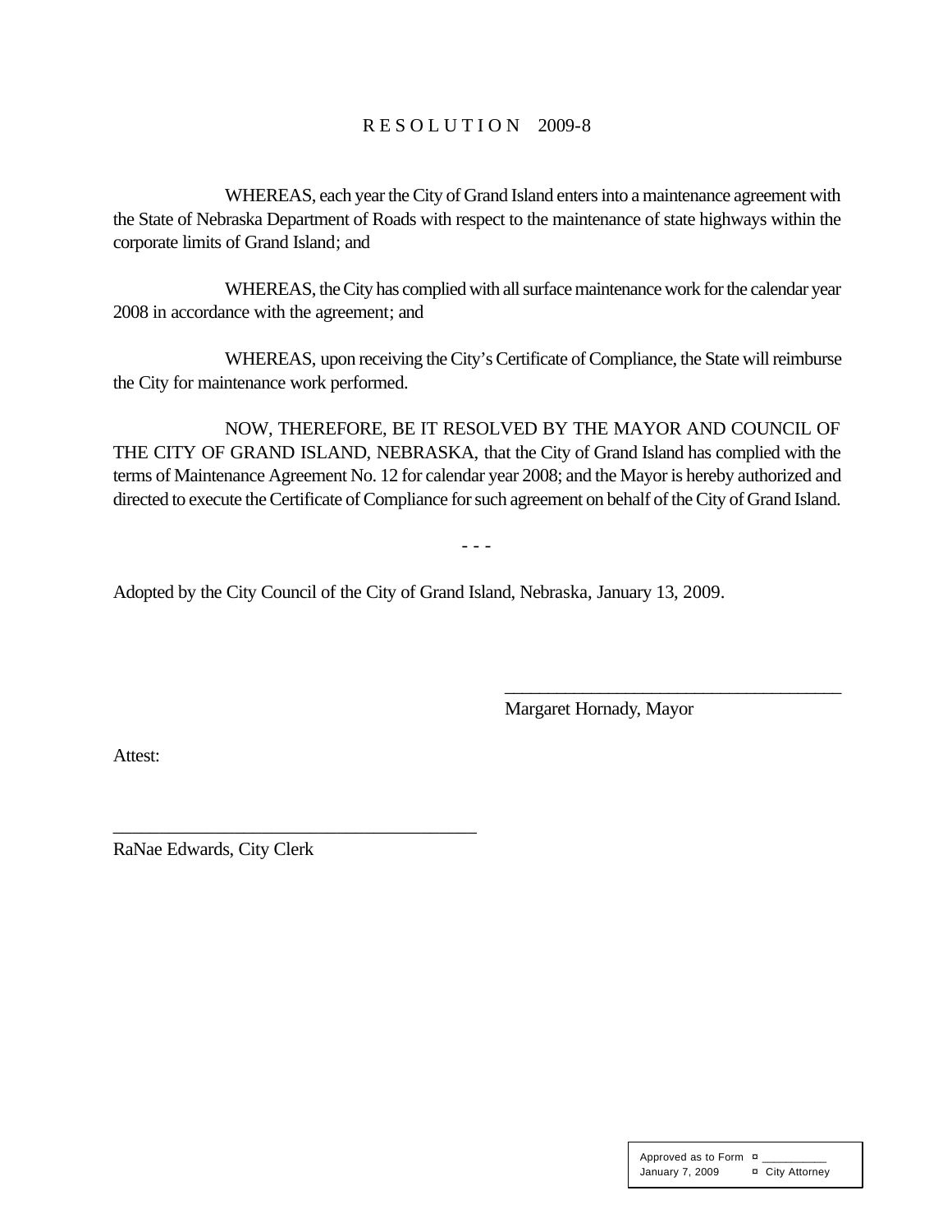# R E S O L U T I O N 2009-8

WHEREAS, each year the City of Grand Island enters into a maintenance agreement with the State of Nebraska Department of Roads with respect to the maintenance of state highways within the corporate limits of Grand Island; and

WHEREAS, the City has complied with all surface maintenance work for the calendar year 2008 in accordance with the agreement; and

WHEREAS, upon receiving the City's Certificate of Compliance, the State will reimburse the City for maintenance work performed.

NOW, THEREFORE, BE IT RESOLVED BY THE MAYOR AND COUNCIL OF THE CITY OF GRAND ISLAND, NEBRASKA, that the City of Grand Island has complied with the terms of Maintenance Agreement No. 12 for calendar year 2008; and the Mayor is hereby authorized and directed to execute the Certificate of Compliance for such agreement on behalf of the City of Grand Island.

- - -

Adopted by the City Council of the City of Grand Island, Nebraska, January 13, 2009.

_____________________________________
Margaret Hornady, Mayor

Attest:

_____________________________________
RaNae Edwards, City Clerk

| | |
|---|---|
| Approved as to Form ¤ | ___________ |
| January 7, 2009 | ¤ City Attorney |